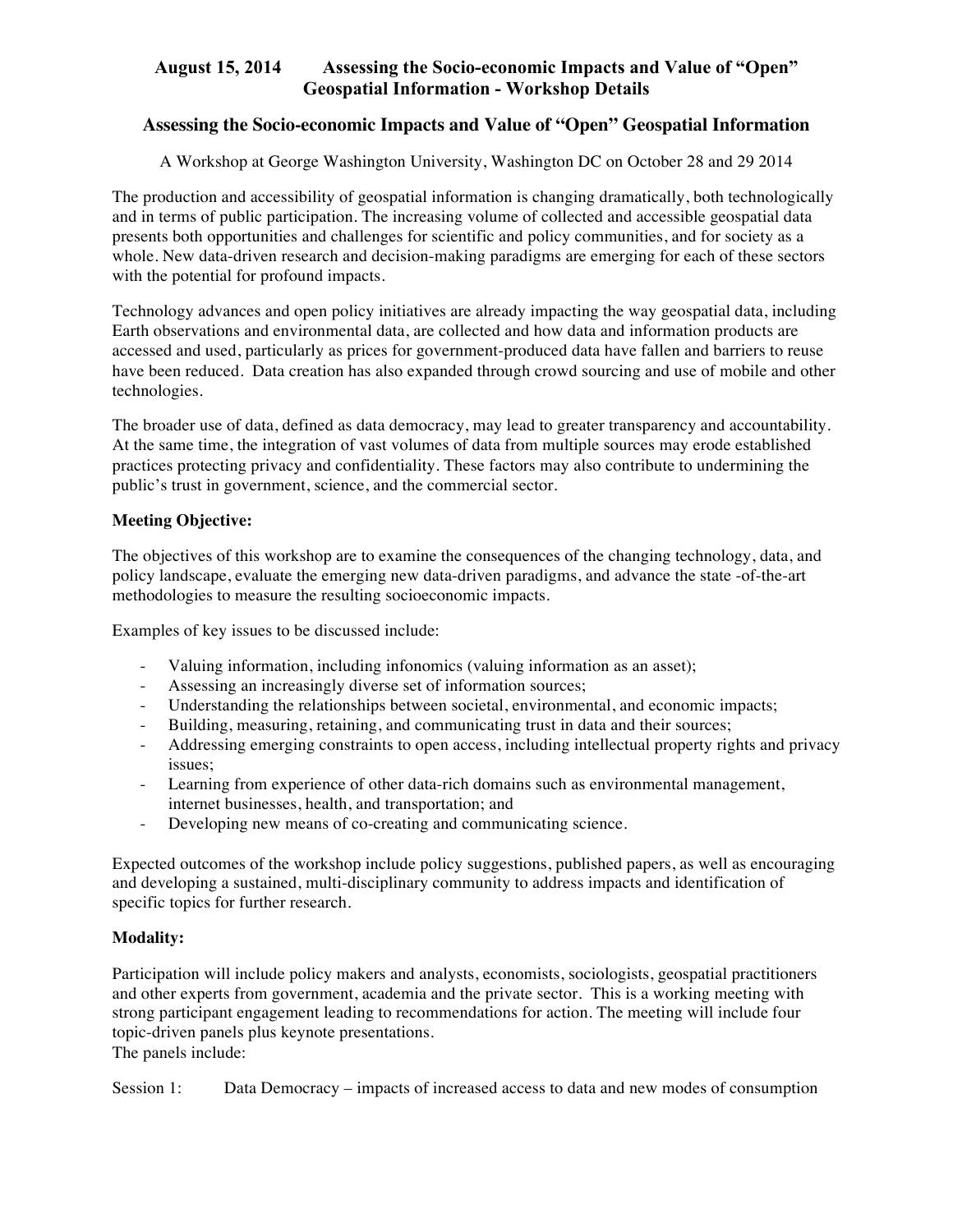**August 15, 2014 Assessing the Socio-economic Impacts and Value of "Open" Geospatial Information - Workshop Details**

## Assessing the Socio-economic Impacts and Value of "Open" Geospatial Information

A Workshop at George Washington University, Washington DC on October 28 and 29 2014

The production and accessibility of geospatial information is changing dramatically, both technologically and in terms of public participation. The increasing volume of collected and accessible geospatial data presents both opportunities and challenges for scientific and policy communities, and for society as a whole. New data-driven research and decision-making paradigms are emerging for each of these sectors with the potential for profound impacts.

Technology advances and open policy initiatives are already impacting the way geospatial data, including Earth observations and environmental data, are collected and how data and information products are accessed and used, particularly as prices for government-produced data have fallen and barriers to reuse have been reduced. Data creation has also expanded through crowd sourcing and use of mobile and other technologies.

The broader use of data, defined as data democracy, may lead to greater transparency and accountability. At the same time, the integration of vast volumes of data from multiple sources may erode established practices protecting privacy and confidentiality. These factors may also contribute to undermining the public's trust in government, science, and the commercial sector.

**Meeting Objective:**

The objectives of this workshop are to examine the consequences of the changing technology, data, and policy landscape, evaluate the emerging new data-driven paradigms, and advance the state -of-the-art methodologies to measure the resulting socioeconomic impacts.

Examples of key issues to be discussed include:

- Valuing information, including infonomics (valuing information as an asset);
- Assessing an increasingly diverse set of information sources;
- Understanding the relationships between societal, environmental, and economic impacts;
- Building, measuring, retaining, and communicating trust in data and their sources;
- Addressing emerging constraints to open access, including intellectual property rights and privacy issues;
- Learning from experience of other data-rich domains such as environmental management, internet businesses, health, and transportation; and
- Developing new means of co-creating and communicating science.

Expected outcomes of the workshop include policy suggestions, published papers, as well as encouraging and developing a sustained, multi-disciplinary community to address impacts and identification of specific topics for further research.

**Modality:**

Participation will include policy makers and analysts, economists, sociologists, geospatial practitioners and other experts from government, academia and the private sector. This is a working meeting with strong participant engagement leading to recommendations for action. The meeting will include four topic-driven panels plus keynote presentations.
The panels include:

Session 1: Data Democracy – impacts of increased access to data and new modes of consumption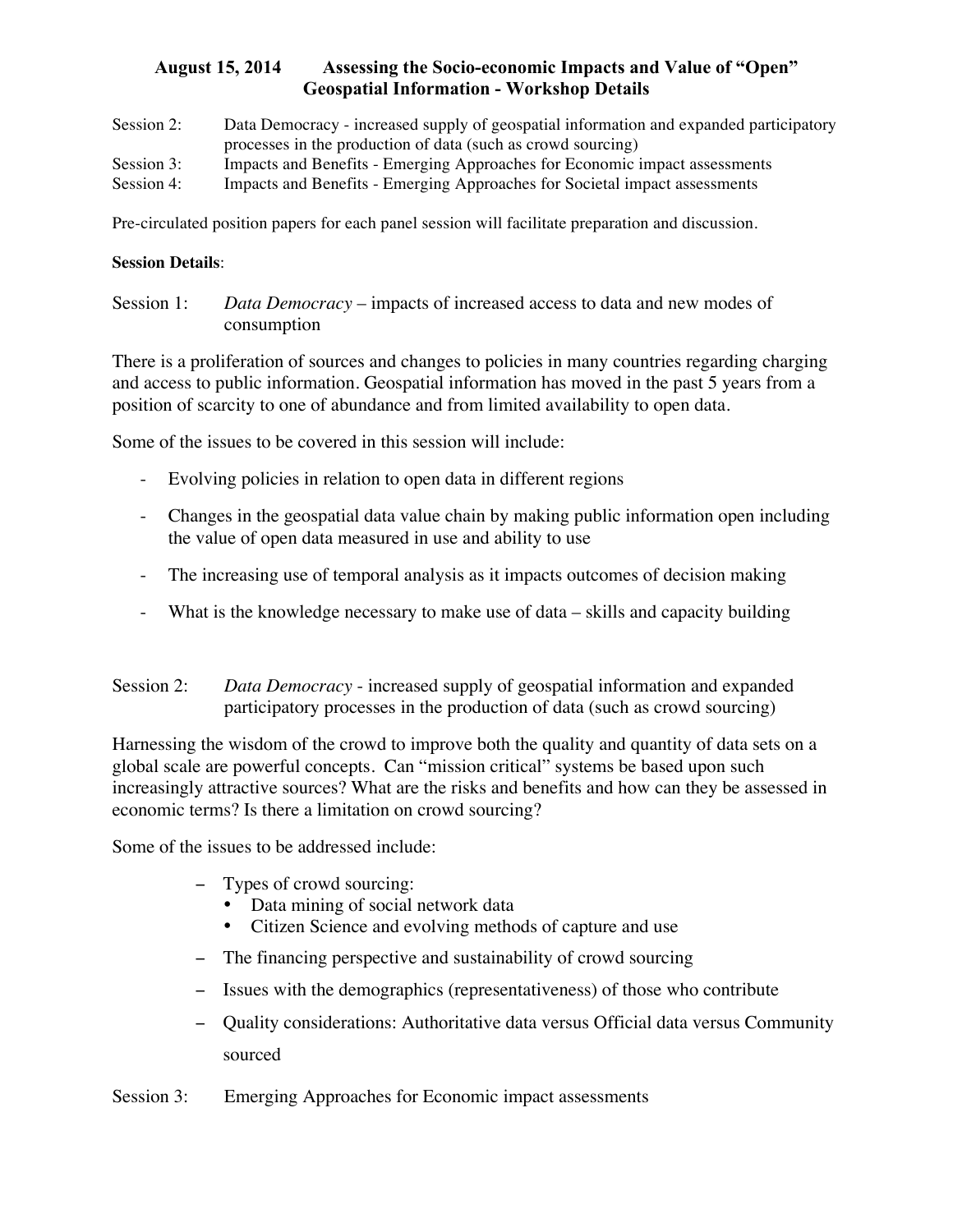**August 15, 2014 Assessing the Socio-economic Impacts and Value of "Open" Geospatial Information - Workshop Details**

Session 2: Data Democracy - increased supply of geospatial information and expanded participatory processes in the production of data (such as crowd sourcing)
Session 3: Impacts and Benefits - Emerging Approaches for Economic impact assessments
Session 4: Impacts and Benefits - Emerging Approaches for Societal impact assessments

Pre-circulated position papers for each panel session will facilitate preparation and discussion.

**Session Details**:

Session 1: *Data Democracy* – impacts of increased access to data and new modes of consumption

There is a proliferation of sources and changes to policies in many countries regarding charging and access to public information. Geospatial information has moved in the past 5 years from a position of scarcity to one of abundance and from limited availability to open data.

Some of the issues to be covered in this session will include:

- Evolving policies in relation to open data in different regions
- Changes in the geospatial data value chain by making public information open including the value of open data measured in use and ability to use
- The increasing use of temporal analysis as it impacts outcomes of decision making
- What is the knowledge necessary to make use of data – skills and capacity building

Session 2: *Data Democracy* - increased supply of geospatial information and expanded participatory processes in the production of data (such as crowd sourcing)

Harnessing the wisdom of the crowd to improve both the quality and quantity of data sets on a global scale are powerful concepts. Can "mission critical" systems be based upon such increasingly attractive sources? What are the risks and benefits and how can they be assessed in economic terms? Is there a limitation on crowd sourcing?

Some of the issues to be addressed include:

- Types of crowd sourcing:
  - Data mining of social network data
  - Citizen Science and evolving methods of capture and use
- The financing perspective and sustainability of crowd sourcing
- Issues with the demographics (representativeness) of those who contribute
- Quality considerations: Authoritative data versus Official data versus Community sourced

Session 3: Emerging Approaches for Economic impact assessments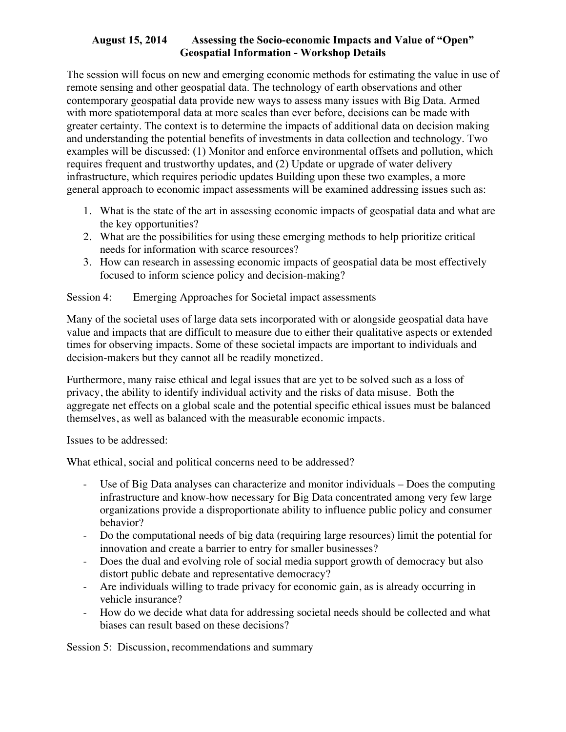**August 15, 2014 Assessing the Socio-economic Impacts and Value of "Open" Geospatial Information - Workshop Details**

The session will focus on new and emerging economic methods for estimating the value in use of remote sensing and other geospatial data. The technology of earth observations and other contemporary geospatial data provide new ways to assess many issues with Big Data. Armed with more spatiotemporal data at more scales than ever before, decisions can be made with greater certainty. The context is to determine the impacts of additional data on decision making and understanding the potential benefits of investments in data collection and technology. Two examples will be discussed: (1) Monitor and enforce environmental offsets and pollution, which requires frequent and trustworthy updates, and (2) Update or upgrade of water delivery infrastructure, which requires periodic updates Building upon these two examples, a more general approach to economic impact assessments will be examined addressing issues such as:

1. What is the state of the art in assessing economic impacts of geospatial data and what are the key opportunities?
2. What are the possibilities for using these emerging methods to help prioritize critical needs for information with scarce resources?
3. How can research in assessing economic impacts of geospatial data be most effectively focused to inform science policy and decision-making?

Session 4: Emerging Approaches for Societal impact assessments

Many of the societal uses of large data sets incorporated with or alongside geospatial data have value and impacts that are difficult to measure due to either their qualitative aspects or extended times for observing impacts. Some of these societal impacts are important to individuals and decision-makers but they cannot all be readily monetized.

Furthermore, many raise ethical and legal issues that are yet to be solved such as a loss of privacy, the ability to identify individual activity and the risks of data misuse. Both the aggregate net effects on a global scale and the potential specific ethical issues must be balanced themselves, as well as balanced with the measurable economic impacts.

Issues to be addressed:

What ethical, social and political concerns need to be addressed?

- Use of Big Data analyses can characterize and monitor individuals – Does the computing infrastructure and know-how necessary for Big Data concentrated among very few large organizations provide a disproportionate ability to influence public policy and consumer behavior?
- Do the computational needs of big data (requiring large resources) limit the potential for innovation and create a barrier to entry for smaller businesses?
- Does the dual and evolving role of social media support growth of democracy but also distort public debate and representative democracy?
- Are individuals willing to trade privacy for economic gain, as is already occurring in vehicle insurance?
- How do we decide what data for addressing societal needs should be collected and what biases can result based on these decisions?

Session 5: Discussion, recommendations and summary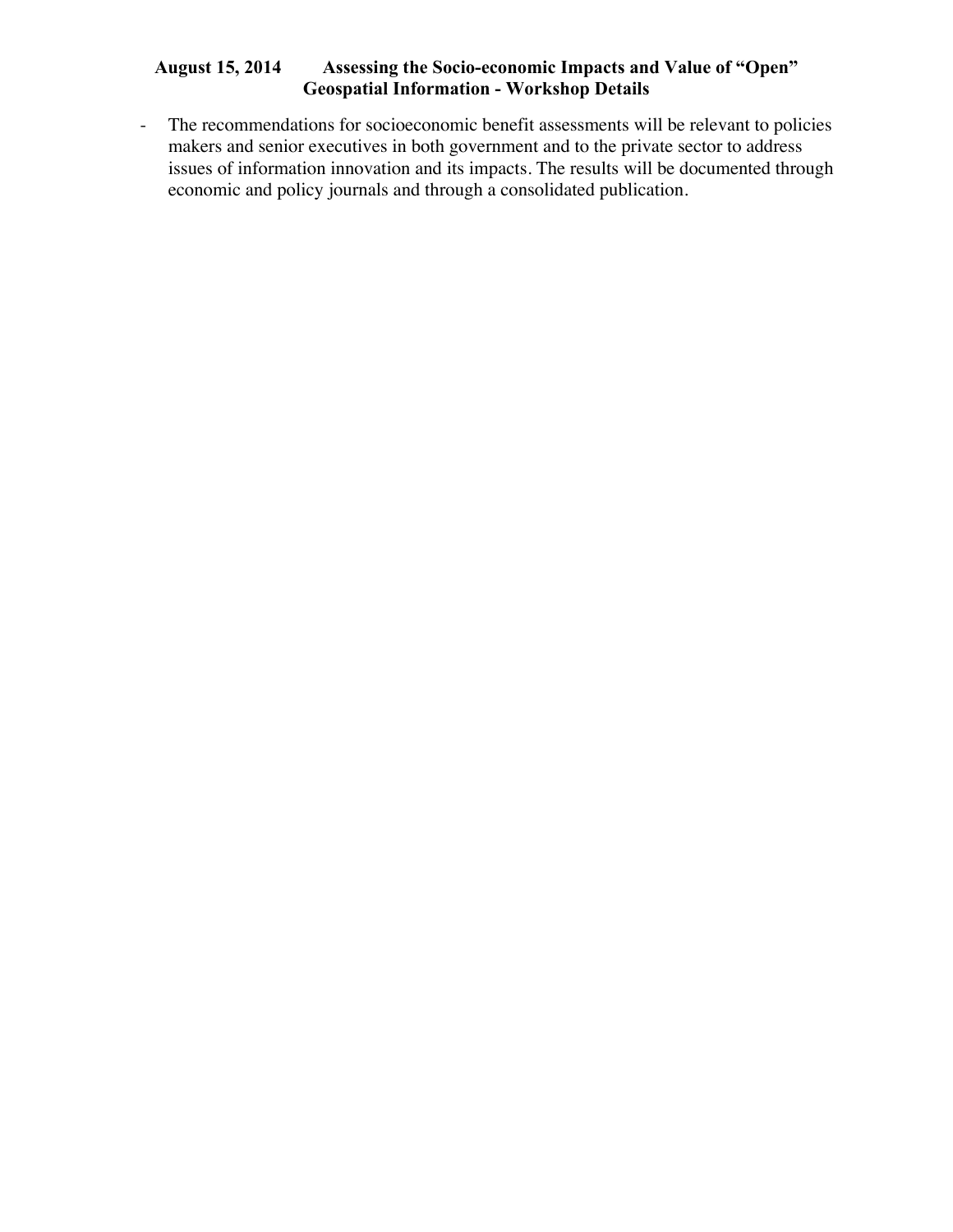- The recommendations for socioeconomic benefit assessments will be relevant to policies makers and senior executives in both government and to the private sector to address issues of information innovation and its impacts. The results will be documented through economic and policy journals and through a consolidated publication.